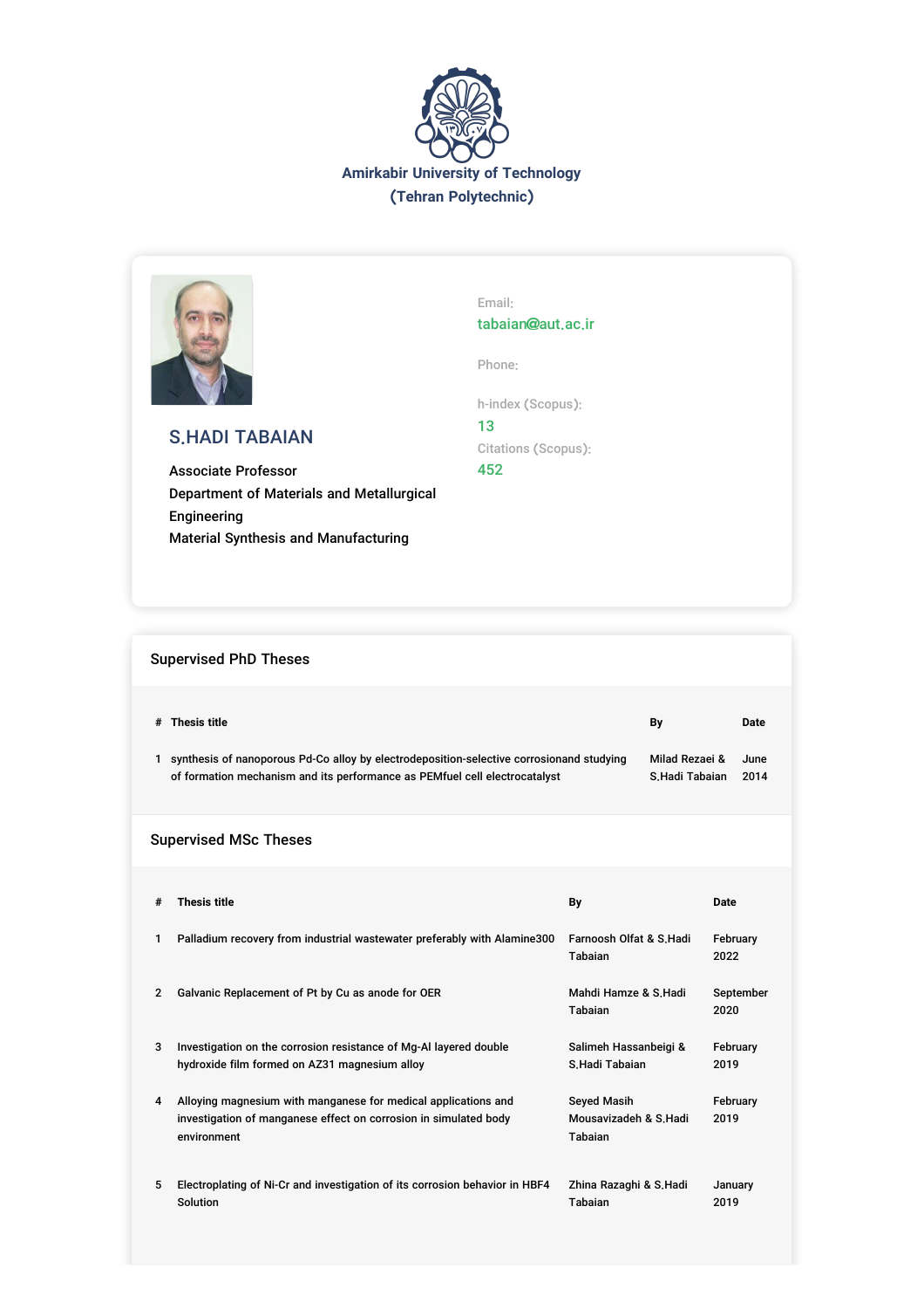**Amirkabir University of Technology**
**(Tehran Polytechnic)**

## S.HADI TABAIAN

Associate Professor
Department of Materials and Metallurgical Engineering
Material Synthesis and Manufacturing

Email:
tabaian@aut.ac.ir

Phone:

h-index (Scopus):
13

Citations (Scopus):
452

### Supervised PhD Theses

| # | Thesis title | By | Date |
|---|---|---|---|
| 1 | synthesis of nanoporous Pd-Co alloy by electrodeposition-selective corrosionand studying of formation mechanism and its performance as PEMfuel cell electrocatalyst | Milad Rezaei & S.Hadi Tabaian | June 2014 |

### Supervised MSc Theses

| # | Thesis title | By | Date |
|---|---|---|---|
| 1 | Palladium recovery from industrial wastewater preferably with Alamine300 | Farnoosh Olfat & S.Hadi Tabaian | February 2022 |
| 2 | Galvanic Replacement of Pt by Cu as anode for OER | Mahdi Hamze & S.Hadi Tabaian | September 2020 |
| 3 | Investigation on the corrosion resistance of Mg-Al layered double hydroxide film formed on AZ31 magnesium alloy | Salimeh Hassanbeigi & S.Hadi Tabaian | February 2019 |
| 4 | Alloying magnesium with manganese for medical applications and investigation of manganese effect on corrosion in simulated body environment | Seyed Masih Mousavizadeh & S.Hadi Tabaian | February 2019 |
| 5 | Electroplating of Ni-Cr and investigation of its corrosion behavior in HBF4 Solution | Zhina Razaghi & S.Hadi Tabaian | January 2019 |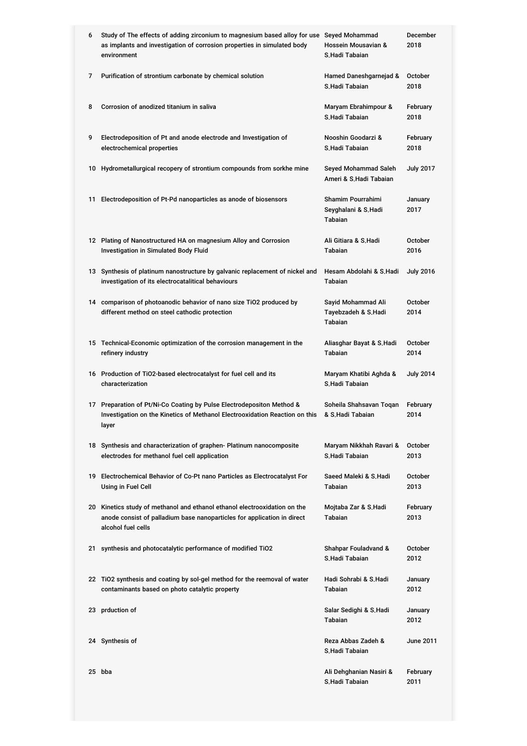| | | | |
|---|---|---|---|
| 6 | Study of The effects of adding zirconium to magnesium based alloy for use as implants and investigation of corrosion properties in simulated body environment | Seyed Mohammad Hossein Mousavian & S.Hadi Tabaian | December 2018 |
| 7 | Purification of strontium carbonate by chemical solution | Hamed Daneshgarnejad & S.Hadi Tabaian | October 2018 |
| 8 | Corrosion of anodized titanium in saliva | Maryam Ebrahimpour & S.Hadi Tabaian | February 2018 |
| 9 | Electrodeposition of Pt and anode electrode and Investigation of electrochemical properties | Nooshin Goodarzi & S.Hadi Tabaian | February 2018 |
| 10 | Hydrometallurgical recopery of strontium compounds from sorkhe mine | Seyed Mohammad Saleh Ameri & S.Hadi Tabaian | July 2017 |
| 11 | Electrodeposition of Pt-Pd nanoparticles as anode of biosensors | Shamim Pourrahimi Seyghalani & S.Hadi Tabaian | January 2017 |
| 12 | Plating of Nanostructured HA on magnesium Alloy and Corrosion Investigation in Simulated Body Fluid | Ali Gitiara & S.Hadi Tabaian | October 2016 |
| 13 | Synthesis of platinum nanostructure by galvanic replacement of nickel and investigation of its electrocatalitical behaviours | Hesam Abdolahi & S.Hadi Tabaian | July 2016 |
| 14 | comparison of photoanodic behavior of nano size TiO2 produced by different method on steel cathodic protection | Sayid Mohammad Ali Tayebzadeh & S.Hadi Tabaian | October 2014 |
| 15 | Technical-Economic optimization of the corrosion management in the refinery industry | Aliasghar Bayat & S.Hadi Tabaian | October 2014 |
| 16 | Production of TiO2-based electrocatalyst for fuel cell and its characterization | Maryam Khatibi Aghda & S.Hadi Tabaian | July 2014 |
| 17 | Preparation of Pt/Ni-Co Coating by Pulse Electrodepositon Method & Investigation on the Kinetics of Methanol Electrooxidation Reaction on this layer | Soheila Shahsavan Toqan & S.Hadi Tabaian | February 2014 |
| 18 | Synthesis and characterization of graphen- Platinum nanocomposite electrodes for methanol fuel cell application | Maryam Nikkhah Ravari & S.Hadi Tabaian | October 2013 |
| 19 | Electrochemical Behavior of Co-Pt nano Particles as Electrocatalyst For Using in Fuel Cell | Saeed Maleki & S.Hadi Tabaian | October 2013 |
| 20 | Kinetics study of methanol and ethanol ethanol electrooxidation on the anode consist of palladium base nanoparticles for application in direct alcohol fuel cells | Mojtaba Zar & S.Hadi Tabaian | February 2013 |
| 21 | synthesis and photocatalytic performance of modified TiO2 | Shahpar Fouladvand & S.Hadi Tabaian | October 2012 |
| 22 | TiO2 synthesis and coating by sol-gel method for the reemoval of water contaminants based on photo catalytic property | Hadi Sohrabi & S.Hadi Tabaian | January 2012 |
| 23 | prduction of | Salar Sedighi & S.Hadi Tabaian | January 2012 |
| 24 | Synthesis of | Reza Abbas Zadeh & S.Hadi Tabaian | June 2011 |
| 25 | bba | Ali Dehghanian Nasiri & S.Hadi Tabaian | February 2011 |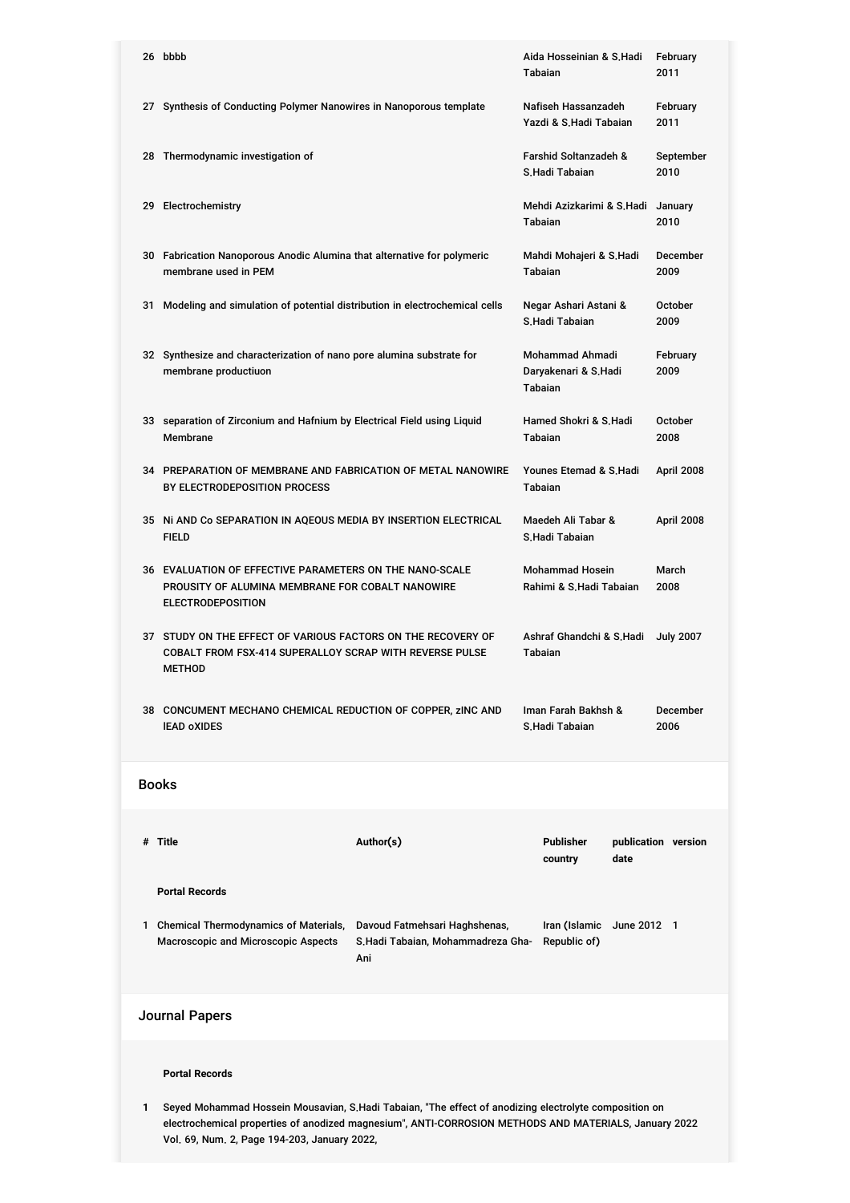| # | Title | Author(s) | Date |
|---|---|---|---|
| 26 | bbbb | Aida Hosseinian & S.Hadi Tabaian | February 2011 |
| 27 | Synthesis of Conducting Polymer Nanowires in Nanoporous template | Nafiseh Hassanzadeh Yazdi & S.Hadi Tabaian | February 2011 |
| 28 | Thermodynamic investigation of | Farshid Soltanzadeh & S.Hadi Tabaian | September 2010 |
| 29 | Electrochemistry | Mehdi Azizkarimi & S.Hadi Tabaian | January 2010 |
| 30 | Fabrication Nanoporous Anodic Alumina that alternative for polymeric membrane used in PEM | Mahdi Mohajeri & S.Hadi Tabaian | December 2009 |
| 31 | Modeling and simulation of potential distribution in electrochemical cells | Negar Ashari Astani & S.Hadi Tabaian | October 2009 |
| 32 | Synthesize and characterization of nano pore alumina substrate for membrane productiuon | Mohammad Ahmadi Daryakenari & S.Hadi Tabaian | February 2009 |
| 33 | separation of Zirconium and Hafnium by Electrical Field using Liquid Membrane | Hamed Shokri & S.Hadi Tabaian | October 2008 |
| 34 | PREPARATION OF MEMBRANE AND FABRICATION OF METAL NANOWIRE BY ELECTRODEPOSITION PROCESS | Younes Etemad & S.Hadi Tabaian | April 2008 |
| 35 | Ni AND Co SEPARATION IN AQEOUS MEDIA BY INSERTION ELECTRICAL FIELD | Maedeh Ali Tabar & S.Hadi Tabaian | April 2008 |
| 36 | EVALUATION OF EFFECTIVE PARAMETERS ON THE NANO-SCALE PROUSITY OF ALUMINA MEMBRANE FOR COBALT NANOWIRE ELECTRODEPOSITION | Mohammad Hosein Rahimi & S.Hadi Tabaian | March 2008 |
| 37 | STUDY ON THE EFFECT OF VARIOUS FACTORS ON THE RECOVERY OF COBALT FROM FSX-414 SUPERALLOY SCRAP WITH REVERSE PULSE METHOD | Ashraf Ghandchi & S.Hadi Tabaian | July 2007 |
| 38 | CONCUMENT MECHANO CHEMICAL REDUCTION OF COPPER, zINC AND lEAD oXIDES | Iman Farah Bakhsh & S.Hadi Tabaian | December 2006 |

## Books

| # | Title | Author(s) | Publisher country | publication date | version |
|---|---|---|---|---|---|
| | **Portal Records** | | | | |
| 1 | Chemical Thermodynamics of Materials, Macroscopic and Microscopic Aspects | Davoud Fatmehsari Haghshenas, S.Hadi Tabaian, Mohammadreza Gha-Ani | Iran (Islamic Republic of) | June 2012 | 1 |

## Journal Papers

**Portal Records**

1. Seyed Mohammad Hossein Mousavian, S.Hadi Tabaian, "The effect of anodizing electrolyte composition on electrochemical properties of anodized magnesium", ANTI-CORROSION METHODS AND MATERIALS, January 2022 Vol. 69, Num. 2, Page 194-203, January 2022,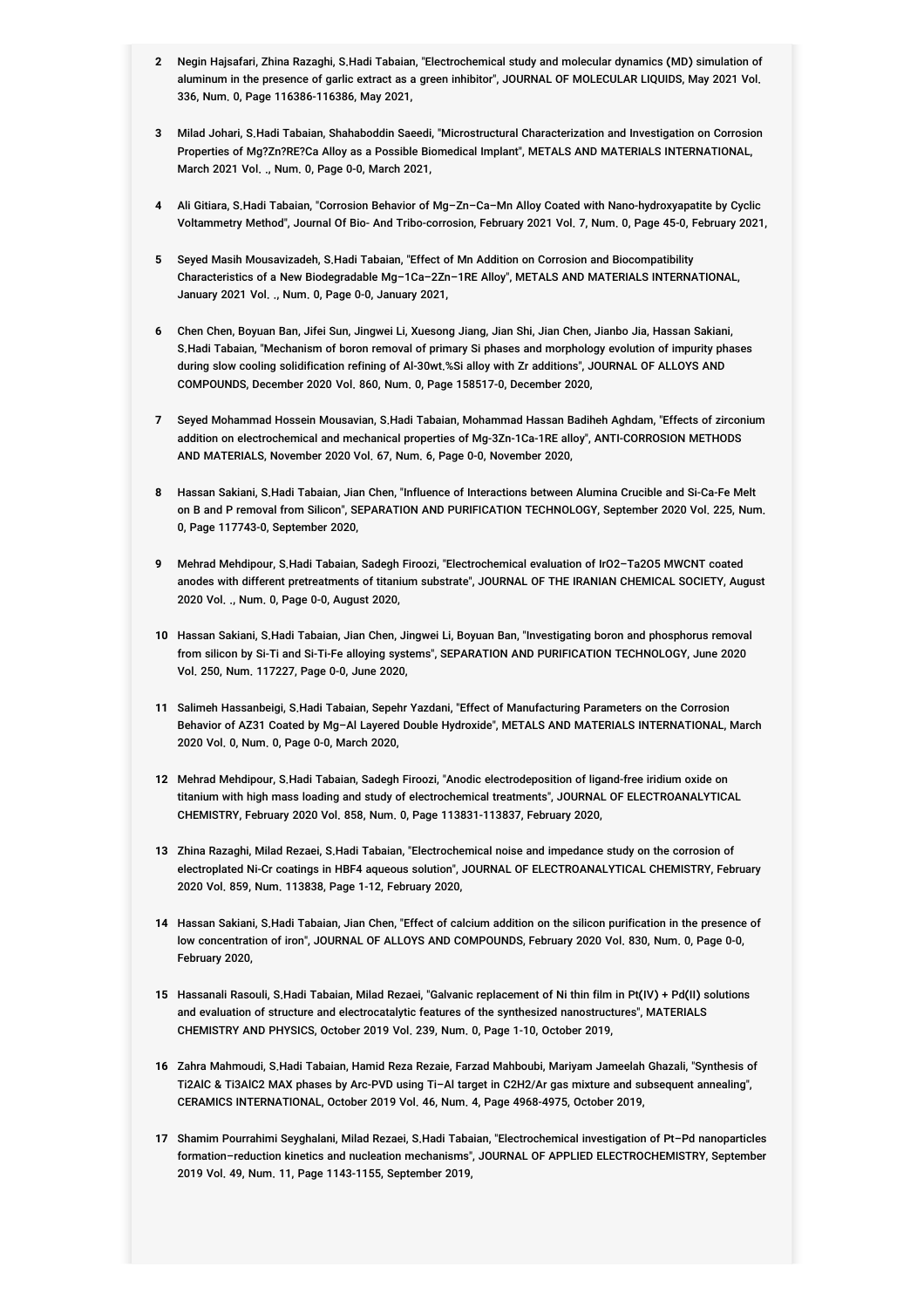2. Negin Hajsafari, Zhina Razaghi, S.Hadi Tabaian, "Electrochemical study and molecular dynamics (MD) simulation of aluminum in the presence of garlic extract as a green inhibitor", JOURNAL OF MOLECULAR LIQUIDS, May 2021 Vol. 336, Num. 0, Page 116386-116386, May 2021,

3. Milad Johari, S.Hadi Tabaian, Shahaboddin Saeedi, "Microstructural Characterization and Investigation on Corrosion Properties of Mg?Zn?RE?Ca Alloy as a Possible Biomedical Implant", METALS AND MATERIALS INTERNATIONAL, March 2021 Vol. ., Num. 0, Page 0-0, March 2021,

4. Ali Gitiara, S.Hadi Tabaian, "Corrosion Behavior of Mg–Zn–Ca–Mn Alloy Coated with Nano-hydroxyapatite by Cyclic Voltammetry Method", Journal Of Bio- And Tribo-corrosion, February 2021 Vol. 7, Num. 0, Page 45-0, February 2021,

5. Seyed Masih Mousavizadeh, S.Hadi Tabaian, "Effect of Mn Addition on Corrosion and Biocompatibility Characteristics of a New Biodegradable Mg–1Ca–2Zn–1RE Alloy", METALS AND MATERIALS INTERNATIONAL, January 2021 Vol. ., Num. 0, Page 0-0, January 2021,

6. Chen Chen, Boyuan Ban, Jifei Sun, Jingwei Li, Xuesong Jiang, Jian Shi, Jian Chen, Jianbo Jia, Hassan Sakiani, S.Hadi Tabaian, "Mechanism of boron removal of primary Si phases and morphology evolution of impurity phases during slow cooling solidification refining of Al-30wt.%Si alloy with Zr additions", JOURNAL OF ALLOYS AND COMPOUNDS, December 2020 Vol. 860, Num. 0, Page 158517-0, December 2020,

7. Seyed Mohammad Hossein Mousavian, S.Hadi Tabaian, Mohammad Hassan Badiheh Aghdam, "Effects of zirconium addition on electrochemical and mechanical properties of Mg-3Zn-1Ca-1RE alloy", ANTI-CORROSION METHODS AND MATERIALS, November 2020 Vol. 67, Num. 6, Page 0-0, November 2020,

8. Hassan Sakiani, S.Hadi Tabaian, Jian Chen, "Influence of Interactions between Alumina Crucible and Si-Ca-Fe Melt on B and P removal from Silicon", SEPARATION AND PURIFICATION TECHNOLOGY, September 2020 Vol. 225, Num. 0, Page 117743-0, September 2020,

9. Mehrad Mehdipour, S.Hadi Tabaian, Sadegh Firoozi, "Electrochemical evaluation of $IrO_2$–$Ta_2O_5$ MWCNT coated anodes with different pretreatments of titanium substrate", JOURNAL OF THE IRANIAN CHEMICAL SOCIETY, August 2020 Vol. ., Num. 0, Page 0-0, August 2020,

10. Hassan Sakiani, S.Hadi Tabaian, Jian Chen, Jingwei Li, Boyuan Ban, "Investigating boron and phosphorus removal from silicon by Si-Ti and Si-Ti-Fe alloying systems", SEPARATION AND PURIFICATION TECHNOLOGY, June 2020 Vol. 250, Num. 117227, Page 0-0, June 2020,

11. Salimeh Hassanbeigi, S.Hadi Tabaian, Sepehr Yazdani, "Effect of Manufacturing Parameters on the Corrosion Behavior of AZ31 Coated by Mg–Al Layered Double Hydroxide", METALS AND MATERIALS INTERNATIONAL, March 2020 Vol. 0, Num. 0, Page 0-0, March 2020,

12. Mehrad Mehdipour, S.Hadi Tabaian, Sadegh Firoozi, "Anodic electrodeposition of ligand-free iridium oxide on titanium with high mass loading and study of electrochemical treatments", JOURNAL OF ELECTROANALYTICAL CHEMISTRY, February 2020 Vol. 858, Num. 0, Page 113831-113837, February 2020,

13. Zhina Razaghi, Milad Rezaei, S.Hadi Tabaian, "Electrochemical noise and impedance study on the corrosion of electroplated Ni-Cr coatings in $HBF_4$ aqueous solution", JOURNAL OF ELECTROANALYTICAL CHEMISTRY, February 2020 Vol. 859, Num. 113838, Page 1-12, February 2020,

14. Hassan Sakiani, S.Hadi Tabaian, Jian Chen, "Effect of calcium addition on the silicon purification in the presence of low concentration of iron", JOURNAL OF ALLOYS AND COMPOUNDS, February 2020 Vol. 830, Num. 0, Page 0-0, February 2020,

15. Hassanali Rasouli, S.Hadi Tabaian, Milad Rezaei, "Galvanic replacement of Ni thin film in Pt(IV) + Pd(II) solutions and evaluation of structure and electrocatalytic features of the synthesized nanostructures", MATERIALS CHEMISTRY AND PHYSICS, October 2019 Vol. 239, Num. 0, Page 1-10, October 2019,

16. Zahra Mahmoudi, S.Hadi Tabaian, Hamid Reza Rezaie, Farzad Mahboubi, Mariyam Jameelah Ghazali, "Synthesis of $Ti_2AlC$ & $Ti_3AlC_2$ MAX phases by Arc-PVD using Ti–Al target in $C_2H_2$/Ar gas mixture and subsequent annealing", CERAMICS INTERNATIONAL, October 2019 Vol. 46, Num. 4, Page 4968-4975, October 2019,

17. Shamim Pourrahimi Seyghalani, Milad Rezaei, S.Hadi Tabaian, "Electrochemical investigation of Pt–Pd nanoparticles formation–reduction kinetics and nucleation mechanisms", JOURNAL OF APPLIED ELECTROCHEMISTRY, September 2019 Vol. 49, Num. 11, Page 1143-1155, September 2019,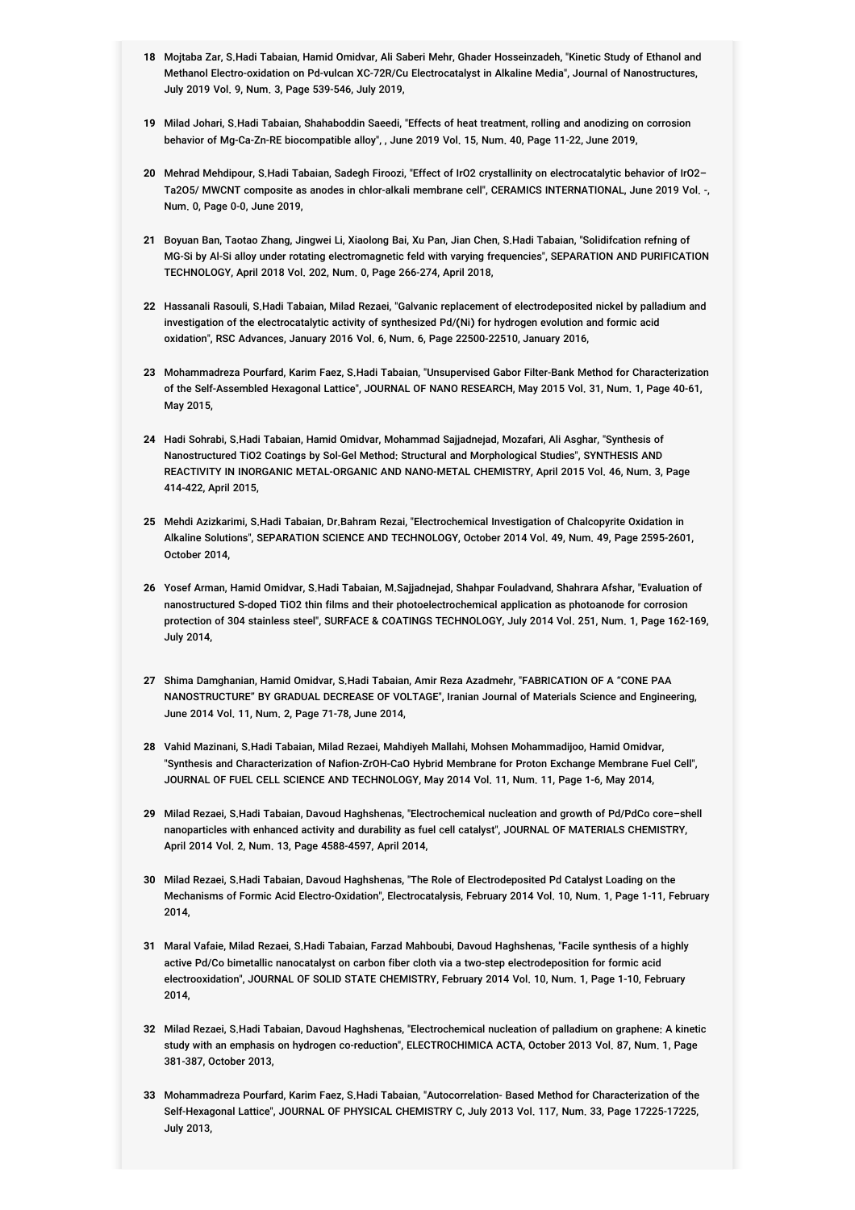18 Mojtaba Zar, S.Hadi Tabaian, Hamid Omidvar, Ali Saberi Mehr, Ghader Hosseinzadeh, "Kinetic Study of Ethanol and Methanol Electro-oxidation on Pd-vulcan XC-72R/Cu Electrocatalyst in Alkaline Media", Journal of Nanostructures, July 2019 Vol. 9, Num. 3, Page 539-546, July 2019,

19 Milad Johari, S.Hadi Tabaian, Shahaboddin Saeedi, "Effects of heat treatment, rolling and anodizing on corrosion behavior of Mg-Ca-Zn-RE biocompatible alloy", , June 2019 Vol. 15, Num. 40, Page 11-22, June 2019,

20 Mehrad Mehdipour, S.Hadi Tabaian, Sadegh Firoozi, "Effect of $IrO_2$ crystallinity on electrocatalytic behavior of $IrO_2$–$Ta_2O_5$/ MWCNT composite as anodes in chlor-alkali membrane cell", CERAMICS INTERNATIONAL, June 2019 Vol. -, Num. 0, Page 0-0, June 2019,

21 Boyuan Ban, Taotao Zhang, Jingwei Li, Xiaolong Bai, Xu Pan, Jian Chen, S.Hadi Tabaian, "Solidifcation refning of MG-Si by Al-Si alloy under rotating electromagnetic feld with varying frequencies", SEPARATION AND PURIFICATION TECHNOLOGY, April 2018 Vol. 202, Num. 0, Page 266-274, April 2018,

22 Hassanali Rasouli, S.Hadi Tabaian, Milad Rezaei, "Galvanic replacement of electrodeposited nickel by palladium and investigation of the electrocatalytic activity of synthesized Pd/(Ni) for hydrogen evolution and formic acid oxidation", RSC Advances, January 2016 Vol. 6, Num. 6, Page 22500-22510, January 2016,

23 Mohammadreza Pourfard, Karim Faez, S.Hadi Tabaian, "Unsupervised Gabor Filter-Bank Method for Characterization of the Self-Assembled Hexagonal Lattice", JOURNAL OF NANO RESEARCH, May 2015 Vol. 31, Num. 1, Page 40-61, May 2015,

24 Hadi Sohrabi, S.Hadi Tabaian, Hamid Omidvar, Mohammad Sajjadnejad, Mozafari, Ali Asghar, "Synthesis of Nanostructured $TiO_2$ Coatings by Sol-Gel Method: Structural and Morphological Studies", SYNTHESIS AND REACTIVITY IN INORGANIC METAL-ORGANIC AND NANO-METAL CHEMISTRY, April 2015 Vol. 46, Num. 3, Page 414-422, April 2015,

25 Mehdi Azizkarimi, S.Hadi Tabaian, Dr.Bahram Rezai, "Electrochemical Investigation of Chalcopyrite Oxidation in Alkaline Solutions", SEPARATION SCIENCE AND TECHNOLOGY, October 2014 Vol. 49, Num. 49, Page 2595-2601, October 2014,

26 Yosef Arman, Hamid Omidvar, S.Hadi Tabaian, M.Sajjadnejad, Shahpar Fouladvand, Shahrara Afshar, "Evaluation of nanostructured S-doped $TiO_2$ thin films and their photoelectrochemical application as photoanode for corrosion protection of 304 stainless steel", SURFACE & COATINGS TECHNOLOGY, July 2014 Vol. 251, Num. 1, Page 162-169, July 2014,

27 Shima Damghanian, Hamid Omidvar, S.Hadi Tabaian, Amir Reza Azadmehr, "FABRICATION OF A "CONE PAA NANOSTRUCTURE" BY GRADUAL DECREASE OF VOLTAGE", Iranian Journal of Materials Science and Engineering, June 2014 Vol. 11, Num. 2, Page 71-78, June 2014,

28 Vahid Mazinani, S.Hadi Tabaian, Milad Rezaei, Mahdiyeh Mallahi, Mohsen Mohammadijoo, Hamid Omidvar, "Synthesis and Characterization of Nafion-ZrOH-CaO Hybrid Membrane for Proton Exchange Membrane Fuel Cell", JOURNAL OF FUEL CELL SCIENCE AND TECHNOLOGY, May 2014 Vol. 11, Num. 11, Page 1-6, May 2014,

29 Milad Rezaei, S.Hadi Tabaian, Davoud Haghshenas, "Electrochemical nucleation and growth of Pd/PdCo core–shell nanoparticles with enhanced activity and durability as fuel cell catalyst", JOURNAL OF MATERIALS CHEMISTRY, April 2014 Vol. 2, Num. 13, Page 4588-4597, April 2014,

30 Milad Rezaei, S.Hadi Tabaian, Davoud Haghshenas, "The Role of Electrodeposited Pd Catalyst Loading on the Mechanisms of Formic Acid Electro-Oxidation", Electrocatalysis, February 2014 Vol. 10, Num. 1, Page 1-11, February 2014,

31 Maral Vafaie, Milad Rezaei, S.Hadi Tabaian, Farzad Mahboubi, Davoud Haghshenas, "Facile synthesis of a highly active Pd/Co bimetallic nanocatalyst on carbon fiber cloth via a two-step electrodeposition for formic acid electrooxidation", JOURNAL OF SOLID STATE CHEMISTRY, February 2014 Vol. 10, Num. 1, Page 1-10, February 2014,

32 Milad Rezaei, S.Hadi Tabaian, Davoud Haghshenas, "Electrochemical nucleation of palladium on graphene: A kinetic study with an emphasis on hydrogen co-reduction", ELECTROCHIMICA ACTA, October 2013 Vol. 87, Num. 1, Page 381-387, October 2013,

33 Mohammadreza Pourfard, Karim Faez, S.Hadi Tabaian, "Autocorrelation- Based Method for Characterization of the Self-Hexagonal Lattice", JOURNAL OF PHYSICAL CHEMISTRY C, July 2013 Vol. 117, Num. 33, Page 17225-17225, July 2013,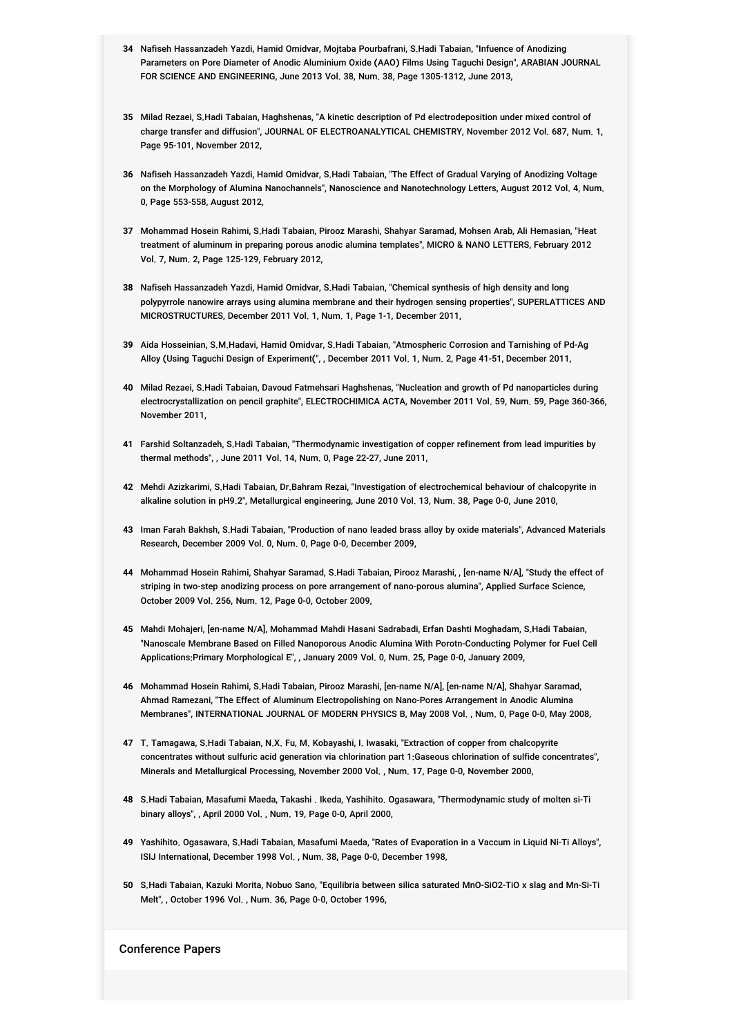34 Nafiseh Hassanzadeh Yazdi, Hamid Omidvar, Mojtaba Pourbafrani, S.Hadi Tabaian, "Infuence of Anodizing Parameters on Pore Diameter of Anodic Aluminium Oxide (AAO) Films Using Taguchi Design", ARABIAN JOURNAL FOR SCIENCE AND ENGINEERING, June 2013 Vol. 38, Num. 38, Page 1305-1312, June 2013,

35 Milad Rezaei, S.Hadi Tabaian, Haghshenas, "A kinetic description of Pd electrodeposition under mixed control of charge transfer and diffusion", JOURNAL OF ELECTROANALYTICAL CHEMISTRY, November 2012 Vol. 687, Num. 1, Page 95-101, November 2012,

36 Nafiseh Hassanzadeh Yazdi, Hamid Omidvar, S.Hadi Tabaian, "The Effect of Gradual Varying of Anodizing Voltage on the Morphology of Alumina Nanochannels", Nanoscience and Nanotechnology Letters, August 2012 Vol. 4, Num. 0, Page 553-558, August 2012,

37 Mohammad Hosein Rahimi, S.Hadi Tabaian, Pirooz Marashi, Shahyar Saramad, Mohsen Arab, Ali Hemasian, "Heat treatment of aluminum in preparing porous anodic alumina templates", MICRO & NANO LETTERS, February 2012 Vol. 7, Num. 2, Page 125-129, February 2012,

38 Nafiseh Hassanzadeh Yazdi, Hamid Omidvar, S.Hadi Tabaian, "Chemical synthesis of high density and long polypyrrole nanowire arrays using alumina membrane and their hydrogen sensing properties", SUPERLATTICES AND MICROSTRUCTURES, December 2011 Vol. 1, Num. 1, Page 1-1, December 2011,

39 Aida Hosseinian, S.M.Hadavi, Hamid Omidvar, S.Hadi Tabaian, "Atmospheric Corrosion and Tarnishing of Pd-Ag Alloy (Using Taguchi Design of Experiment(", , December 2011 Vol. 1, Num. 2, Page 41-51, December 2011,

40 Milad Rezaei, S.Hadi Tabaian, Davoud Fatmehsari Haghshenas, "Nucleation and growth of Pd nanoparticles during electrocrystallization on pencil graphite", ELECTROCHIMICA ACTA, November 2011 Vol. 59, Num. 59, Page 360-366, November 2011,

41 Farshid Soltanzadeh, S.Hadi Tabaian, "Thermodynamic investigation of copper refinement from lead impurities by thermal methods", , June 2011 Vol. 14, Num. 0, Page 22-27, June 2011,

42 Mehdi Azizkarimi, S.Hadi Tabaian, Dr.Bahram Rezai, "Investigation of electrochemical behaviour of chalcopyrite in alkaline solution in pH9.2", Metallurgical engineering, June 2010 Vol. 13, Num. 38, Page 0-0, June 2010,

43 Iman Farah Bakhsh, S.Hadi Tabaian, "Production of nano leaded brass alloy by oxide materials", Advanced Materials Research, December 2009 Vol. 0, Num. 0, Page 0-0, December 2009,

44 Mohammad Hosein Rahimi, Shahyar Saramad, S.Hadi Tabaian, Pirooz Marashi, , [en-name N/A], "Study the effect of striping in two-step anodizing process on pore arrangement of nano-porous alumina", Applied Surface Science, October 2009 Vol. 256, Num. 12, Page 0-0, October 2009,

45 Mahdi Mohajeri, [en-name N/A], Mohammad Mahdi Hasani Sadrabadi, Erfan Dashti Moghadam, S.Hadi Tabaian, "Nanoscale Membrane Based on Filled Nanoporous Anodic Alumina With Porotn-Conducting Polymer for Fuel Cell Applications:Primary Morphological E", , January 2009 Vol. 0, Num. 25, Page 0-0, January 2009,

46 Mohammad Hosein Rahimi, S.Hadi Tabaian, Pirooz Marashi, [en-name N/A], [en-name N/A], Shahyar Saramad, Ahmad Ramezani, "The Effect of Aluminum Electropolishing on Nano-Pores Arrangement in Anodic Alumina Membranes", INTERNATIONAL JOURNAL OF MODERN PHYSICS B, May 2008 Vol. , Num. 0, Page 0-0, May 2008,

47 T. Tamagawa, S.Hadi Tabaian, N.X. Fu, M. Kobayashi, I. Iwasaki, "Extraction of copper from chalcopyrite concentrates without sulfuric acid generation via chlorination part 1:Gaseous chlorination of sulfide concentrates", Minerals and Metallurgical Processing, November 2000 Vol. , Num. 17, Page 0-0, November 2000,

48 S.Hadi Tabaian, Masafumi Maeda, Takashi . Ikeda, Yashihito. Ogasawara, "Thermodynamic study of molten si-Ti binary alloys", , April 2000 Vol. , Num. 19, Page 0-0, April 2000,

49 Yashihito. Ogasawara, S.Hadi Tabaian, Masafumi Maeda, "Rates of Evaporation in a Vaccum in Liquid Ni-Ti Alloys", ISIJ International, December 1998 Vol. , Num. 38, Page 0-0, December 1998,

50 S.Hadi Tabaian, Kazuki Morita, Nobuo Sano, "Equilibria between silica saturated MnO-SiO2-TiO x slag and Mn-Si-Ti Melt", , October 1996 Vol. , Num. 36, Page 0-0, October 1996,

## Conference Papers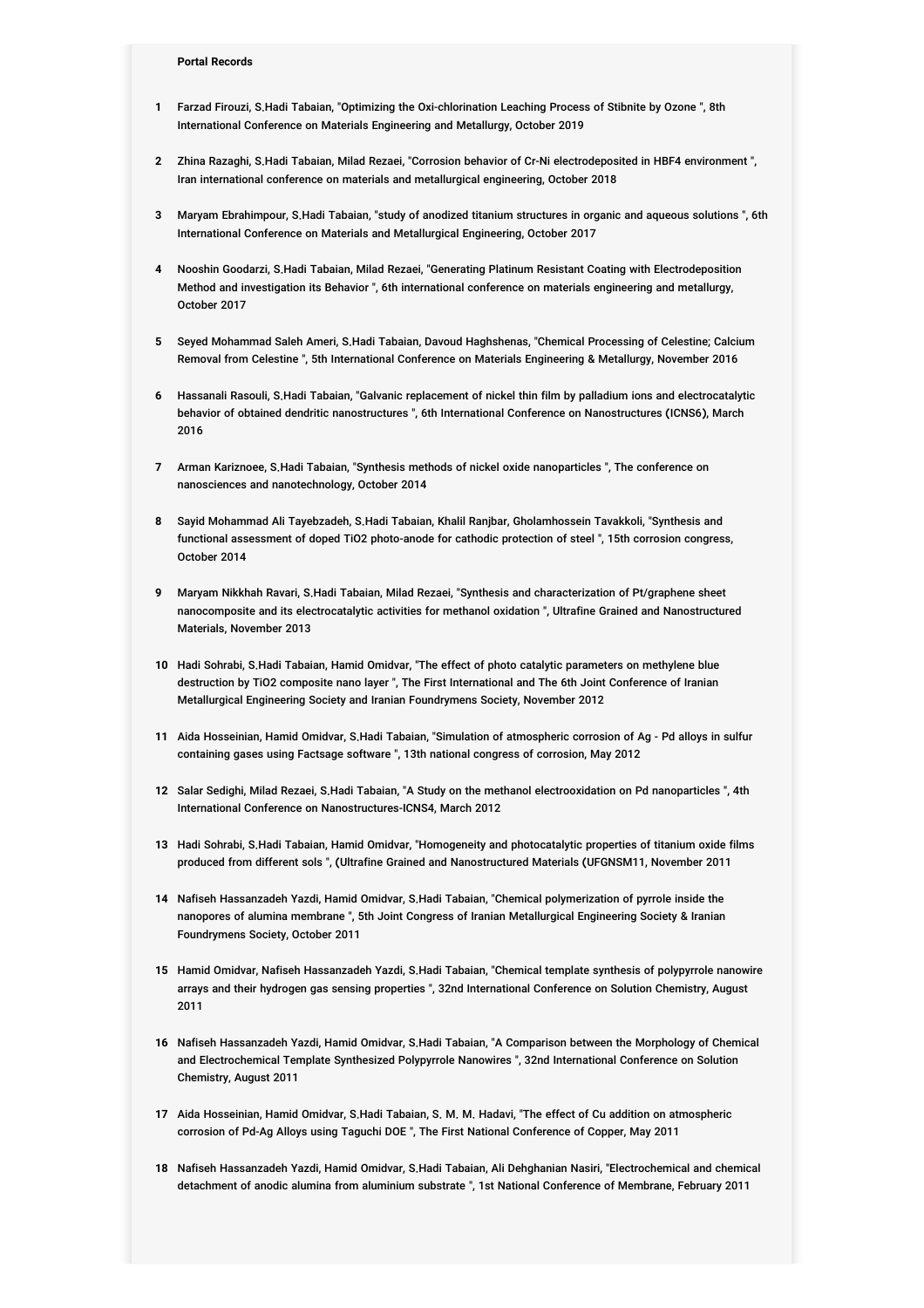**Portal Records**

1. Farzad Firouzi, S.Hadi Tabaian, "Optimizing the Oxi-chlorination Leaching Process of Stibnite by Ozone ", 8th International Conference on Materials Engineering and Metallurgy, October 2019
2. Zhina Razaghi, S.Hadi Tabaian, Milad Rezaei, "Corrosion behavior of Cr-Ni electrodeposited in HBF4 environment ", Iran international conference on materials and metallurgical engineering, October 2018
3. Maryam Ebrahimpour, S.Hadi Tabaian, "study of anodized titanium structures in organic and aqueous solutions ", 6th International Conference on Materials and Metallurgical Engineering, October 2017
4. Nooshin Goodarzi, S.Hadi Tabaian, Milad Rezaei, "Generating Platinum Resistant Coating with Electrodeposition Method and investigation its Behavior ", 6th international conference on materials engineering and metallurgy, October 2017
5. Seyed Mohammad Saleh Ameri, S.Hadi Tabaian, Davoud Haghshenas, "Chemical Processing of Celestine; Calcium Removal from Celestine ", 5th International Conference on Materials Engineering & Metallurgy, November 2016
6. Hassanali Rasouli, S.Hadi Tabaian, "Galvanic replacement of nickel thin film by palladium ions and electrocatalytic behavior of obtained dendritic nanostructures ", 6th International Conference on Nanostructures (ICNS6), March 2016
7. Arman Kariznoee, S.Hadi Tabaian, "Synthesis methods of nickel oxide nanoparticles ", The conference on nanosciences and nanotechnology, October 2014
8. Sayid Mohammad Ali Tayebzadeh, S.Hadi Tabaian, Khalil Ranjbar, Gholamhossein Tavakkoli, "Synthesis and functional assessment of doped TiO2 photo-anode for cathodic protection of steel ", 15th corrosion congress, October 2014
9. Maryam Nikkhah Ravari, S.Hadi Tabaian, Milad Rezaei, "Synthesis and characterization of Pt/graphene sheet nanocomposite and its electrocatalytic activities for methanol oxidation ", Ultrafine Grained and Nanostructured Materials, November 2013
10. Hadi Sohrabi, S.Hadi Tabaian, Hamid Omidvar, "The effect of photo catalytic parameters on methylene blue destruction by TiO2 composite nano layer ", The First International and The 6th Joint Conference of Iranian Metallurgical Engineering Society and Iranian Foundrymens Society, November 2012
11. Aida Hosseinian, Hamid Omidvar, S.Hadi Tabaian, "Simulation of atmospheric corrosion of Ag - Pd alloys in sulfur containing gases using Factsage software ", 13th national congress of corrosion, May 2012
12. Salar Sedighi, Milad Rezaei, S.Hadi Tabaian, "A Study on the methanol electrooxidation on Pd nanoparticles ", 4th International Conference on Nanostructures-ICNS4, March 2012
13. Hadi Sohrabi, S.Hadi Tabaian, Hamid Omidvar, "Homogeneity and photocatalytic properties of titanium oxide films produced from different sols ", (Ultrafine Grained and Nanostructured Materials (UFGNSM11, November 2011
14. Nafiseh Hassanzadeh Yazdi, Hamid Omidvar, S.Hadi Tabaian, "Chemical polymerization of pyrrole inside the nanopores of alumina membrane ", 5th Joint Congress of Iranian Metallurgical Engineering Society & Iranian Foundrymens Society, October 2011
15. Hamid Omidvar, Nafiseh Hassanzadeh Yazdi, S.Hadi Tabaian, "Chemical template synthesis of polypyrrole nanowire arrays and their hydrogen gas sensing properties ", 32nd International Conference on Solution Chemistry, August 2011
16. Nafiseh Hassanzadeh Yazdi, Hamid Omidvar, S.Hadi Tabaian, "A Comparison between the Morphology of Chemical and Electrochemical Template Synthesized Polypyrrole Nanowires ", 32nd International Conference on Solution Chemistry, August 2011
17. Aida Hosseinian, Hamid Omidvar, S.Hadi Tabaian, S. M. M. Hadavi, "The effect of Cu addition on atmospheric corrosion of Pd-Ag Alloys using Taguchi DOE ", The First National Conference of Copper, May 2011
18. Nafiseh Hassanzadeh Yazdi, Hamid Omidvar, S.Hadi Tabaian, Ali Dehghanian Nasiri, "Electrochemical and chemical detachment of anodic alumina from aluminium substrate ", 1st National Conference of Membrane, February 2011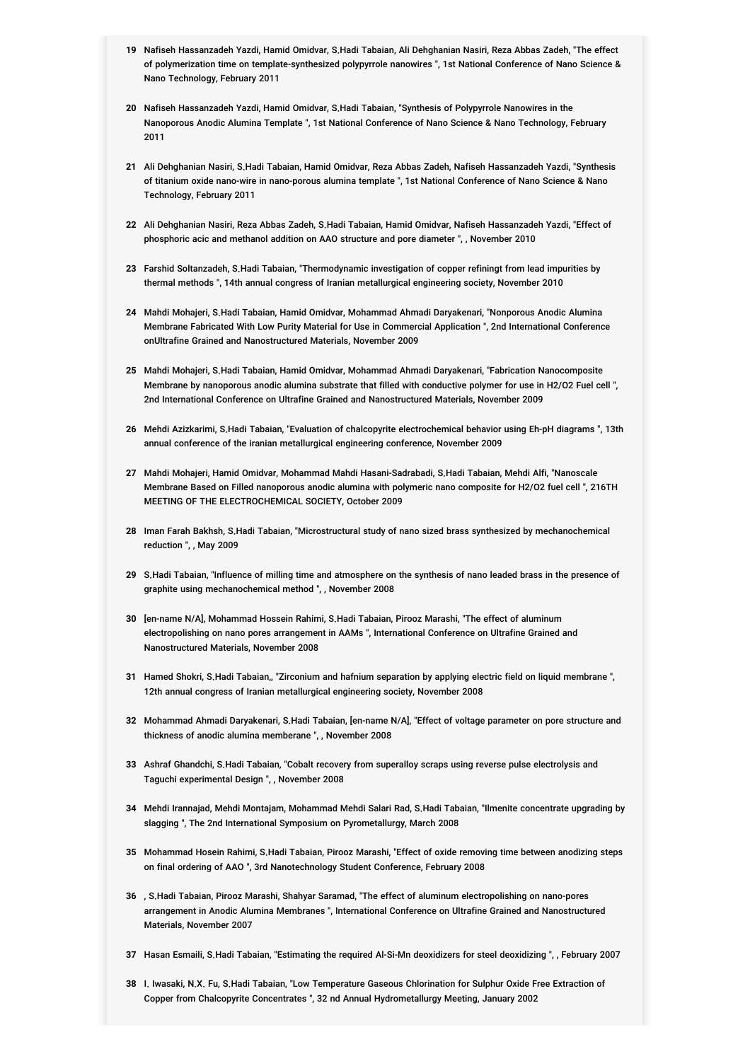19 Nafiseh Hassanzadeh Yazdi, Hamid Omidvar, S.Hadi Tabaian, Ali Dehghanian Nasiri, Reza Abbas Zadeh, "The effect of polymerization time on template-synthesized polypyrrole nanowires ", 1st National Conference of Nano Science & Nano Technology, February 2011

20 Nafiseh Hassanzadeh Yazdi, Hamid Omidvar, S.Hadi Tabaian, "Synthesis of Polypyrrole Nanowires in the Nanoporous Anodic Alumina Template ", 1st National Conference of Nano Science & Nano Technology, February 2011

21 Ali Dehghanian Nasiri, S.Hadi Tabaian, Hamid Omidvar, Reza Abbas Zadeh, Nafiseh Hassanzadeh Yazdi, "Synthesis of titanium oxide nano-wire in nano-porous alumina template ", 1st National Conference of Nano Science & Nano Technology, February 2011

22 Ali Dehghanian Nasiri, Reza Abbas Zadeh, S.Hadi Tabaian, Hamid Omidvar, Nafiseh Hassanzadeh Yazdi, "Effect of phosphoric acic and methanol addition on AAO structure and pore diameter ", , November 2010

23 Farshid Soltanzadeh, S.Hadi Tabaian, "Thermodynamic investigation of copper refiningt from lead impurities by thermal methods ", 14th annual congress of Iranian metallurgical engineering society, November 2010

24 Mahdi Mohajeri, S.Hadi Tabaian, Hamid Omidvar, Mohammad Ahmadi Daryakenari, "Nonporous Anodic Alumina Membrane Fabricated With Low Purity Material for Use in Commercial Application ", 2nd International Conference onUltrafine Grained and Nanostructured Materials, November 2009

25 Mahdi Mohajeri, S.Hadi Tabaian, Hamid Omidvar, Mohammad Ahmadi Daryakenari, "Fabrication Nanocomposite Membrane by nanoporous anodic alumina substrate that filled with conductive polymer for use in H2/O2 Fuel cell ", 2nd International Conference on Ultrafine Grained and Nanostructured Materials, November 2009

26 Mehdi Azizkarimi, S.Hadi Tabaian, "Evaluation of chalcopyrite electrochemical behavior using Eh-pH diagrams ", 13th annual conference of the iranian metallurgical engineering conference, November 2009

27 Mahdi Mohajeri, Hamid Omidvar, Mohammad Mahdi Hasani-Sadrabadi, S.Hadi Tabaian, Mehdi Alfi, "Nanoscale Membrane Based on Filled nanoporous anodic alumina with polymeric nano composite for H2/O2 fuel cell ", 216TH MEETING OF THE ELECTROCHEMICAL SOCIETY, October 2009

28 Iman Farah Bakhsh, S.Hadi Tabaian, "Microstructural study of nano sized brass synthesized by mechanochemical reduction ", , May 2009

29 S.Hadi Tabaian, "Influence of milling time and atmosphere on the synthesis of nano leaded brass in the presence of graphite using mechanochemical method ", , November 2008

30 [en-name N/A], Mohammad Hossein Rahimi, S.Hadi Tabaian, Pirooz Marashi, "The effect of aluminum electropolishing on nano pores arrangement in AAMs ", International Conference on Ultrafine Grained and Nanostructured Materials, November 2008

31 Hamed Shokri, S.Hadi Tabaian,, "Zirconium and hafnium separation by applying electric field on liquid membrane ", 12th annual congress of Iranian metallurgical engineering society, November 2008

32 Mohammad Ahmadi Daryakenari, S.Hadi Tabaian, [en-name N/A], "Effect of voltage parameter on pore structure and thickness of anodic alumina memberane ", , November 2008

33 Ashraf Ghandchi, S.Hadi Tabaian, "Cobalt recovery from superalloy scraps using reverse pulse electrolysis and Taguchi experimental Design ", , November 2008

34 Mehdi Irannajad, Mehdi Montajam, Mohammad Mehdi Salari Rad, S.Hadi Tabaian, "Ilmenite concentrate upgrading by slagging ", The 2nd International Symposium on Pyrometallurgy, March 2008

35 Mohammad Hosein Rahimi, S.Hadi Tabaian, Pirooz Marashi, "Effect of oxide removing time between anodizing steps on final ordering of AAO ", 3rd Nanotechnology Student Conference, February 2008

36 , S.Hadi Tabaian, Pirooz Marashi, Shahyar Saramad, "The effect of aluminum electropolishing on nano-pores arrangement in Anodic Alumina Membranes ", International Conference on Ultrafine Grained and Nanostructured Materials, November 2007

37 Hasan Esmaili, S.Hadi Tabaian, "Estimating the required Al-Si-Mn deoxidizers for steel deoxidizing ", , February 2007

38 I. Iwasaki, N.X. Fu, S.Hadi Tabaian, "Low Temperature Gaseous Chlorination for Sulphur Oxide Free Extraction of Copper from Chalcopyrite Concentrates ", 32 nd Annual Hydrometallurgy Meeting, January 2002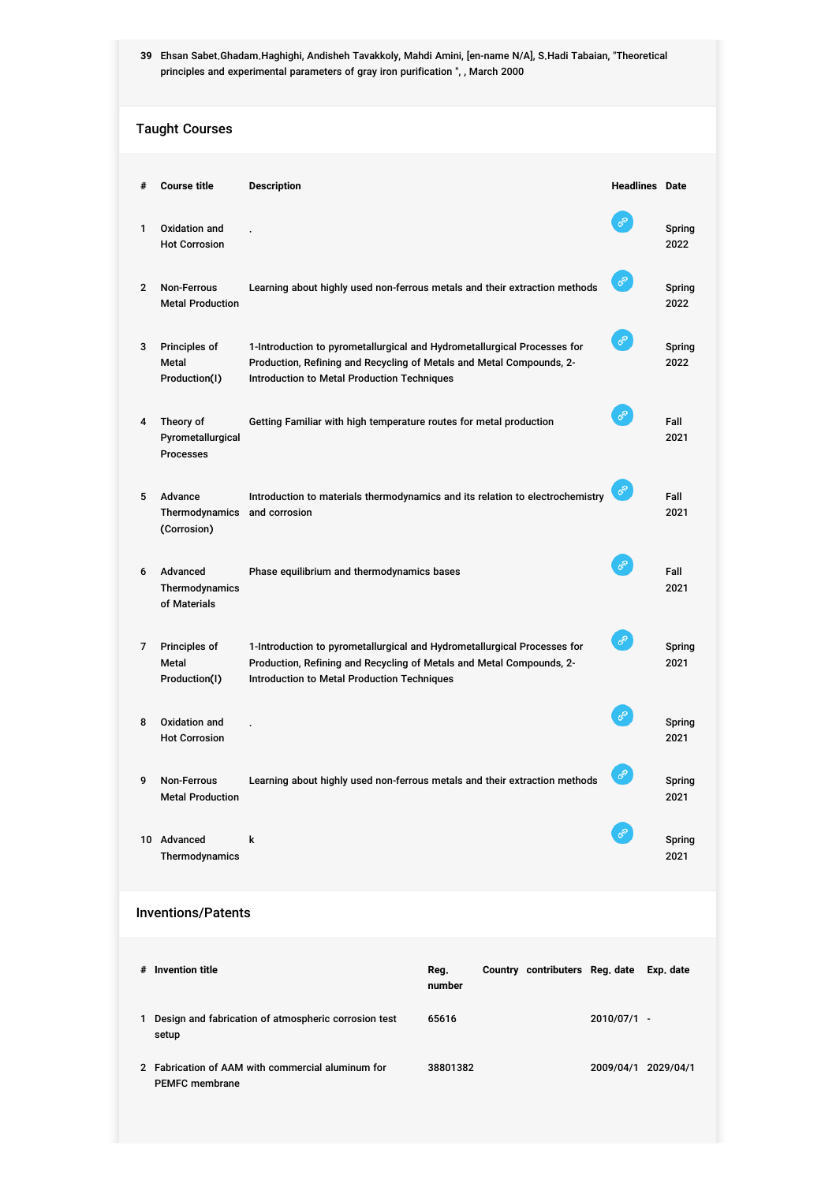39 Ehsan Sabet.Ghadam.Haghighi, Andisheh Tavakkoly, Mahdi Amini, [en-name N/A], S.Hadi Tabaian, "Theoretical principles and experimental parameters of gray iron purification ", , March 2000

## Taught Courses

| # | Course title | Description | Headlines | Date |
|---|---|---|---|---|
| 1 | Oxidation and Hot Corrosion | . | | Spring 2022 |
| 2 | Non-Ferrous Metal Production | Learning about highly used non-ferrous metals and their extraction methods | | Spring 2022 |
| 3 | Principles of Metal Production(I) | 1-Introduction to pyrometallurgical and Hydrometallurgical Processes for Production, Refining and Recycling of Metals and Metal Compounds, 2-Introduction to Metal Production Techniques | | Spring 2022 |
| 4 | Theory of Pyrometallurgical Processes | Getting Familiar with high temperature routes for metal production | | Fall 2021 |
| 5 | Advance Thermodynamics (Corrosion) | Introduction to materials thermodynamics and its relation to electrochemistry and corrosion | | Fall 2021 |
| 6 | Advanced Thermodynamics of Materials | Phase equilibrium and thermodynamics bases | | Fall 2021 |
| 7 | Principles of Metal Production(I) | 1-Introduction to pyrometallurgical and Hydrometallurgical Processes for Production, Refining and Recycling of Metals and Metal Compounds, 2-Introduction to Metal Production Techniques | | Spring 2021 |
| 8 | Oxidation and Hot Corrosion | . | | Spring 2021 |
| 9 | Non-Ferrous Metal Production | Learning about highly used non-ferrous metals and their extraction methods | | Spring 2021 |
| 10 | Advanced Thermodynamics | k | | Spring 2021 |

## Inventions/Patents

| # | Invention title | Reg. number | Country | contributers | Reg. date | Exp. date |
|---|---|---|---|---|---|---|
| 1 | Design and fabrication of atmospheric corrosion test setup | 65616 | | | 2010/07/1 | - |
| 2 | Fabrication of AAM with commercial aluminum for PEMFC membrane | 38801382 | | | 2009/04/1 | 2029/04/1 |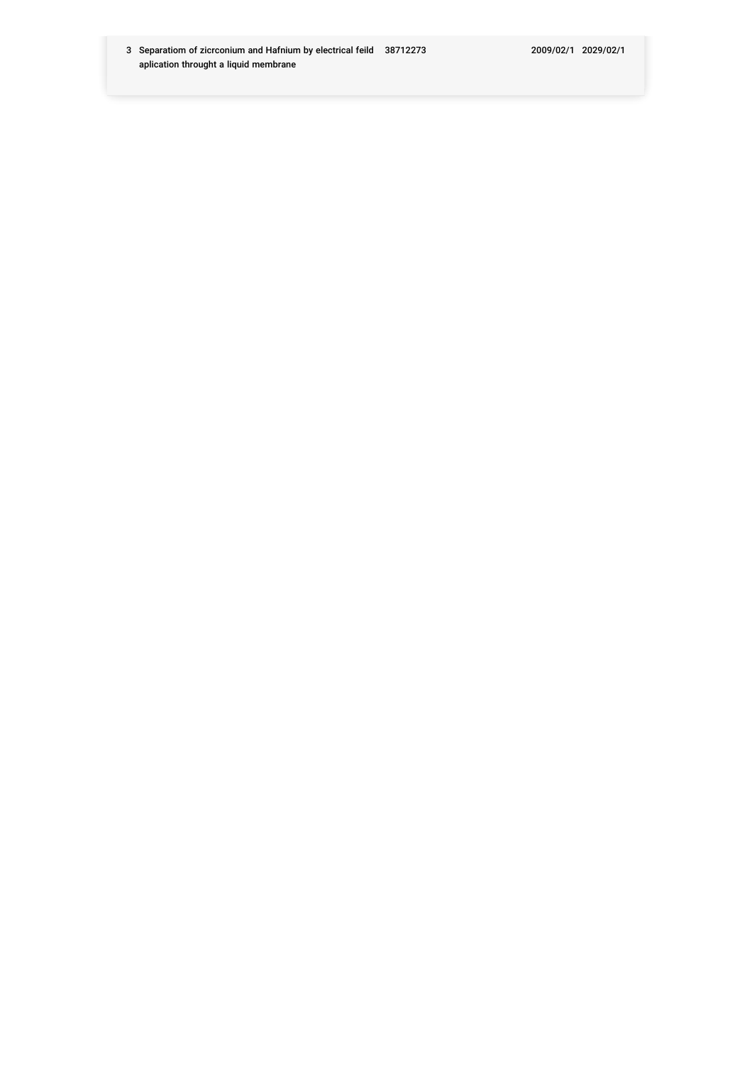| | | | | |
|---|---|---|---|---|
| 3 | Separatiom of zicrconium and Hafnium by electrical feild aplication throught a liquid membrane | 38712273 | 2009/02/1 | 2029/02/1 |